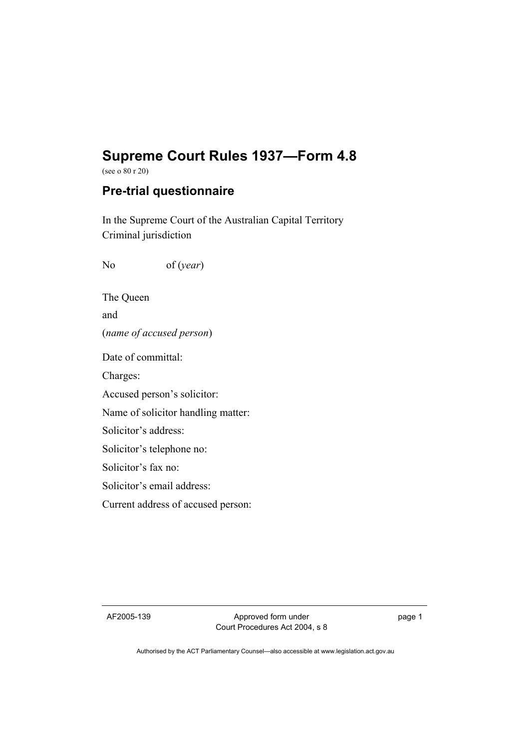# Supreme Court Rules 1937—Form 4.8

(see o 80 r 20)

## Pre-trial questionnaire

In the Supreme Court of the Australian Capital Territory
Criminal jurisdiction

No of (*year*)

The Queen

and

(*name of accused person*)

Date of committal:

Charges:

Accused person's solicitor:

Name of solicitor handling matter:

Solicitor's address:

Solicitor's telephone no:

Solicitor's fax no:

Solicitor's email address:

Current address of accused person: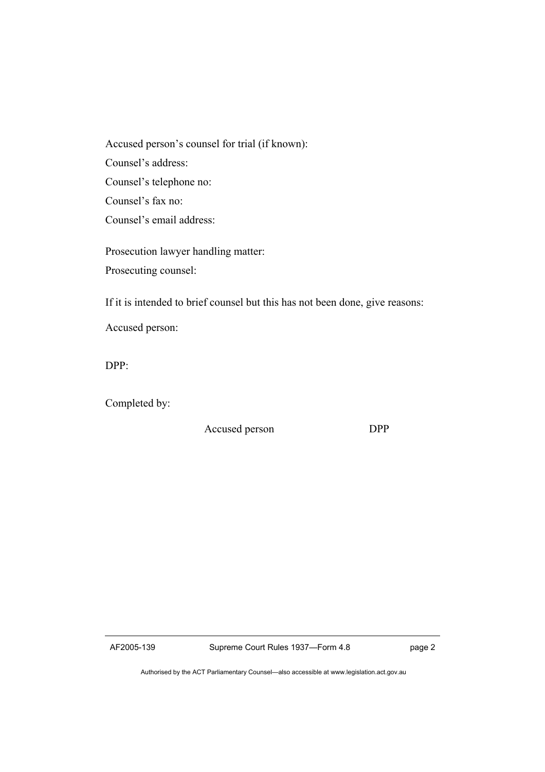Accused person's counsel for trial (if known):

Counsel's address:

Counsel's telephone no:

Counsel's fax no:

Counsel's email address:

Prosecution lawyer handling matter:

Prosecuting counsel:

If it is intended to brief counsel but this has not been done, give reasons:

Accused person:

DPP:

Completed by:

Accused person DPP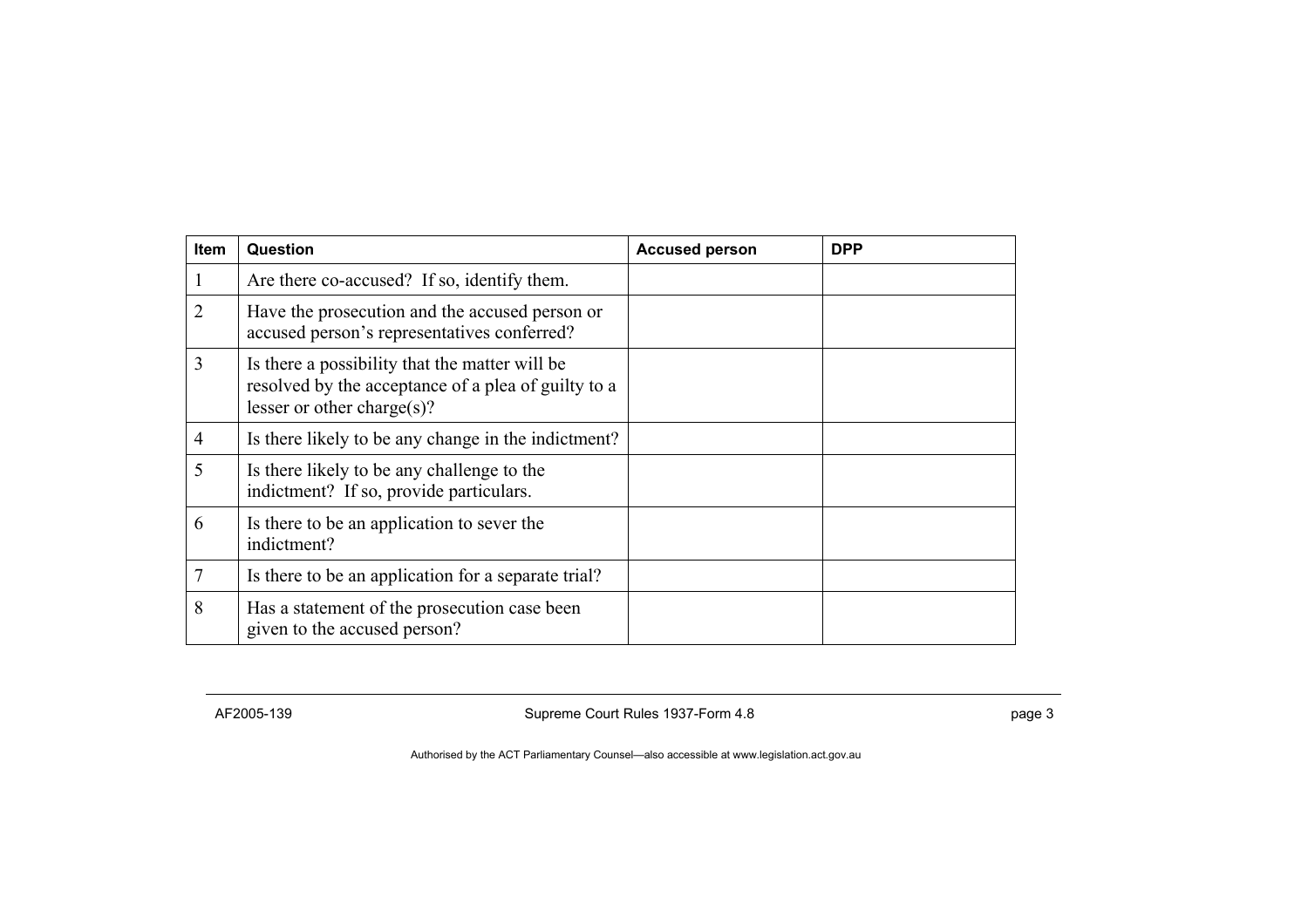| Item | Question | Accused person | DPP |
|---|---|---|---|
| 1 | Are there co-accused? If so, identify them. | | |
| 2 | Have the prosecution and the accused person or accused person's representatives conferred? | | |
| 3 | Is there a possibility that the matter will be resolved by the acceptance of a plea of guilty to a lesser or other charge(s)? | | |
| 4 | Is there likely to be any change in the indictment? | | |
| 5 | Is there likely to be any challenge to the indictment? If so, provide particulars. | | |
| 6 | Is there to be an application to sever the indictment? | | |
| 7 | Is there to be an application for a separate trial? | | |
| 8 | Has a statement of the prosecution case been given to the accused person? | | |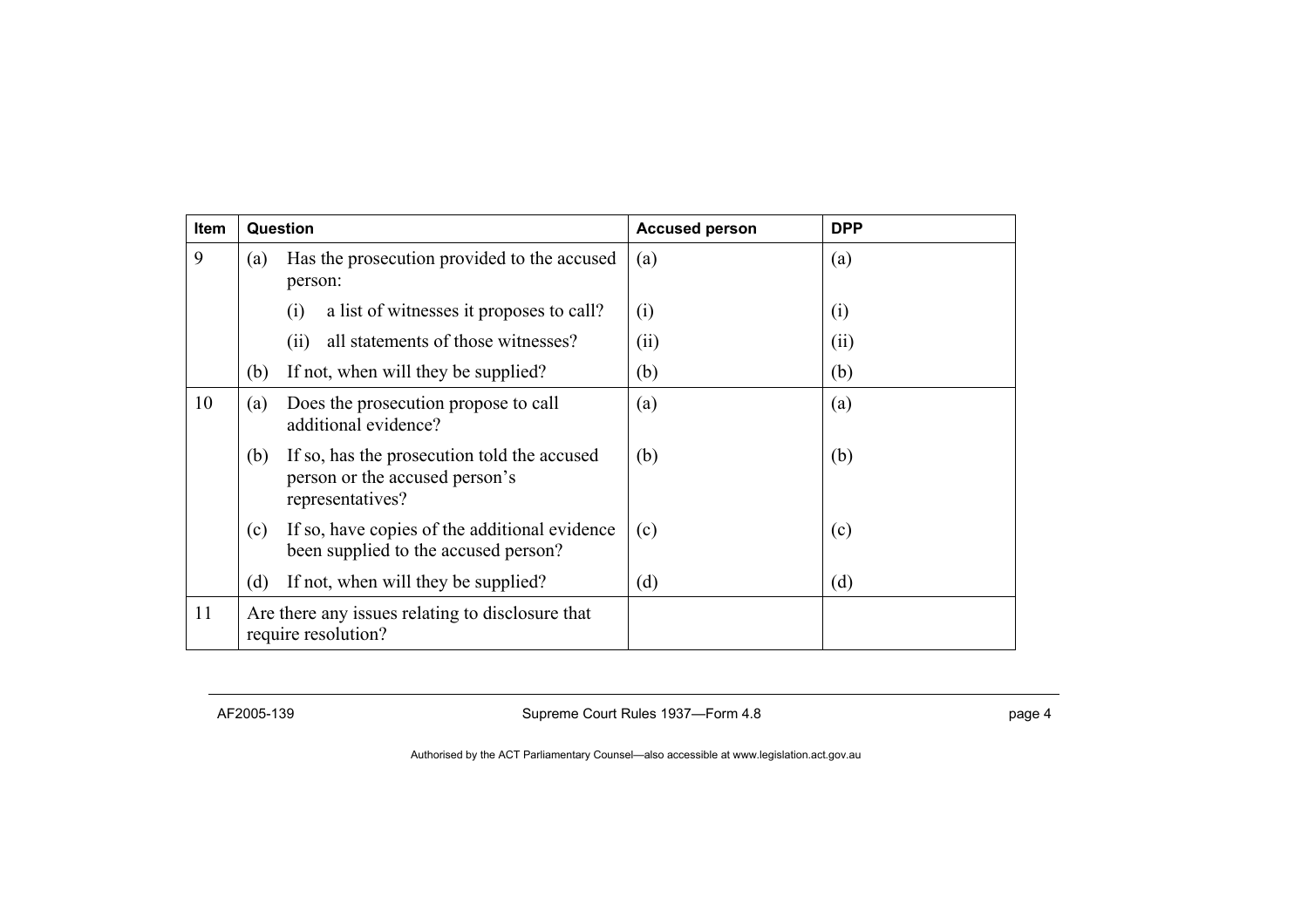| Item | Question | Accused person | DPP |
|---|---|---|---|
| 9 | (a) Has the prosecution provided to the accused person: | (a) | (a) |
| | (i) a list of witnesses it proposes to call? | (i) | (i) |
| | (ii) all statements of those witnesses? | (ii) | (ii) |
| | (b) If not, when will they be supplied? | (b) | (b) |
| 10 | (a) Does the prosecution propose to call additional evidence? | (a) | (a) |
| | (b) If so, has the prosecution told the accused person or the accused person's representatives? | (b) | (b) |
| | (c) If so, have copies of the additional evidence been supplied to the accused person? | (c) | (c) |
| | (d) If not, when will they be supplied? | (d) | (d) |
| 11 | Are there any issues relating to disclosure that require resolution? | | |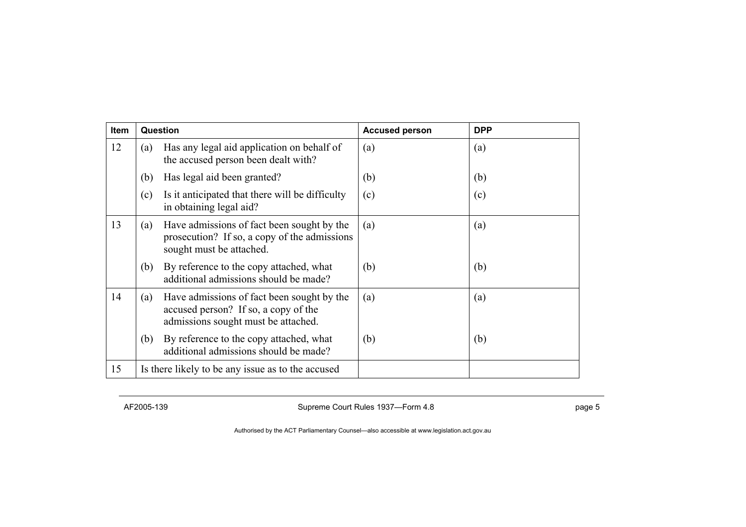| Item | Question | Accused person | DPP |
| --- | --- | --- | --- |
| 12 | (a) Has any legal aid application on behalf of the accused person been dealt with? | (a) | (a) |
| | (b) Has legal aid been granted? | (b) | (b) |
| | (c) Is it anticipated that there will be difficulty in obtaining legal aid? | (c) | (c) |
| 13 | (a) Have admissions of fact been sought by the prosecution? If so, a copy of the admissions sought must be attached. | (a) | (a) |
| | (b) By reference to the copy attached, what additional admissions should be made? | (b) | (b) |
| 14 | (a) Have admissions of fact been sought by the accused person? If so, a copy of the admissions sought must be attached. | (a) | (a) |
| | (b) By reference to the copy attached, what additional admissions should be made? | (b) | (b) |
| 15 | Is there likely to be any issue as to the accused | | |

AF2005-139 Supreme Court Rules 1937—Form 4.8

Authorised by the ACT Parliamentary Counsel—also accessible at www.legislation.act.gov.au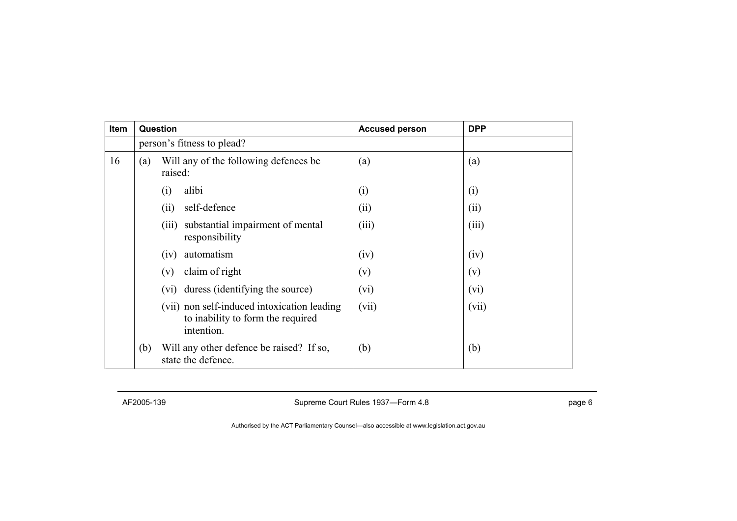| Item | Question | Accused person | DPP |
|---|---|---|---|
| | person's fitness to plead? | | |
| 16 | (a) Will any of the following defences be raised: | (a) | (a) |
| | (i) alibi | (i) | (i) |
| | (ii) self-defence | (ii) | (ii) |
| | (iii) substantial impairment of mental responsibility | (iii) | (iii) |
| | (iv) automatism | (iv) | (iv) |
| | (v) claim of right | (v) | (v) |
| | (vi) duress (identifying the source) | (vi) | (vi) |
| | (vii) non self-induced intoxication leading to inability to form the required intention. | (vii) | (vii) |
| | (b) Will any other defence be raised? If so, state the defence. | (b) | (b) |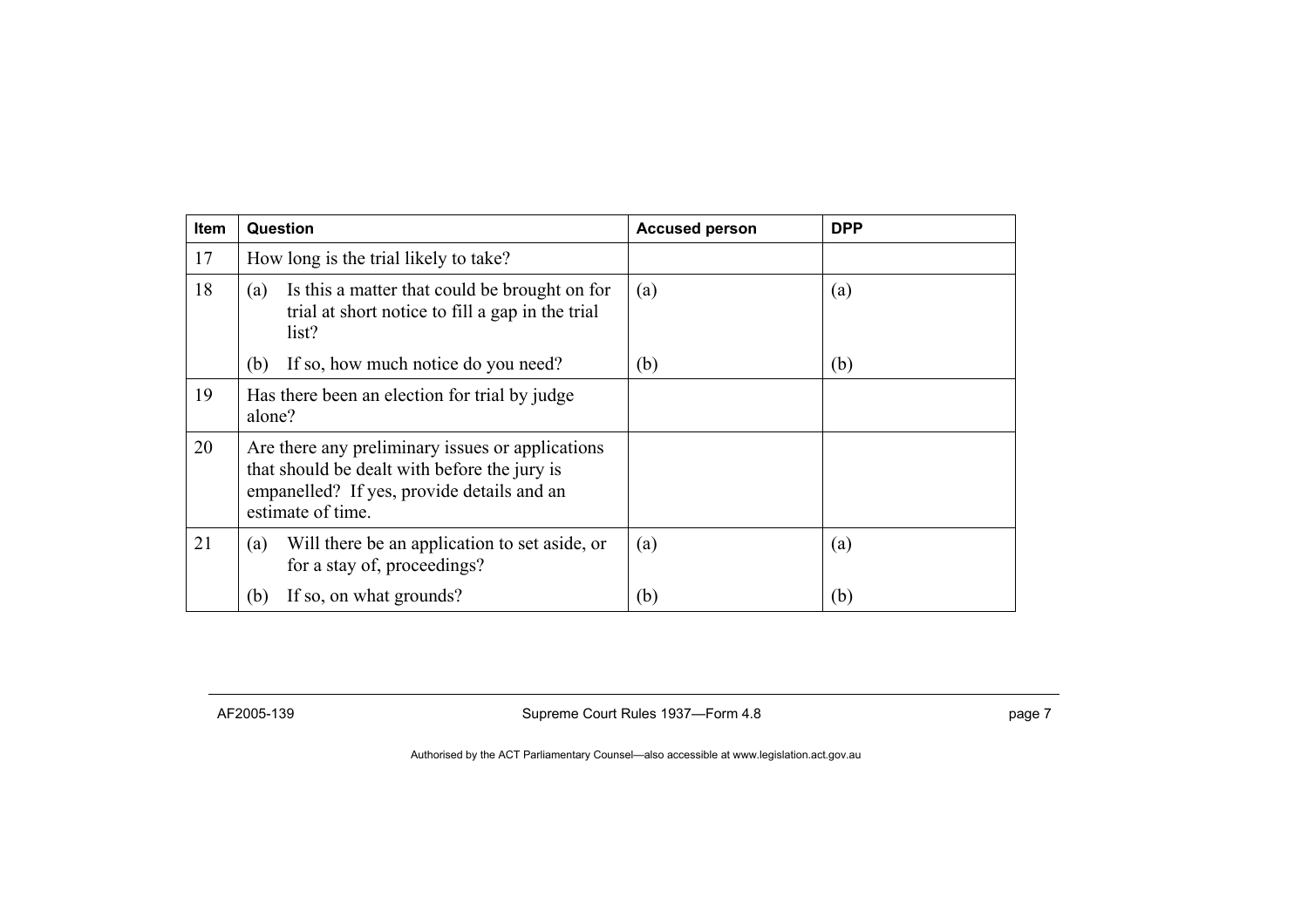| Item | Question | Accused person | DPP |
|---|---|---|---|
| 17 | How long is the trial likely to take? | | |
| 18 | (a) Is this a matter that could be brought on for trial at short notice to fill a gap in the trial list? | (a) | (a) |
| | (b) If so, how much notice do you need? | (b) | (b) |
| 19 | Has there been an election for trial by judge alone? | | |
| 20 | Are there any preliminary issues or applications that should be dealt with before the jury is empanelled? If yes, provide details and an estimate of time. | | |
| 21 | (a) Will there be an application to set aside, or for a stay of, proceedings? | (a) | (a) |
| | (b) If so, on what grounds? | (b) | (b) |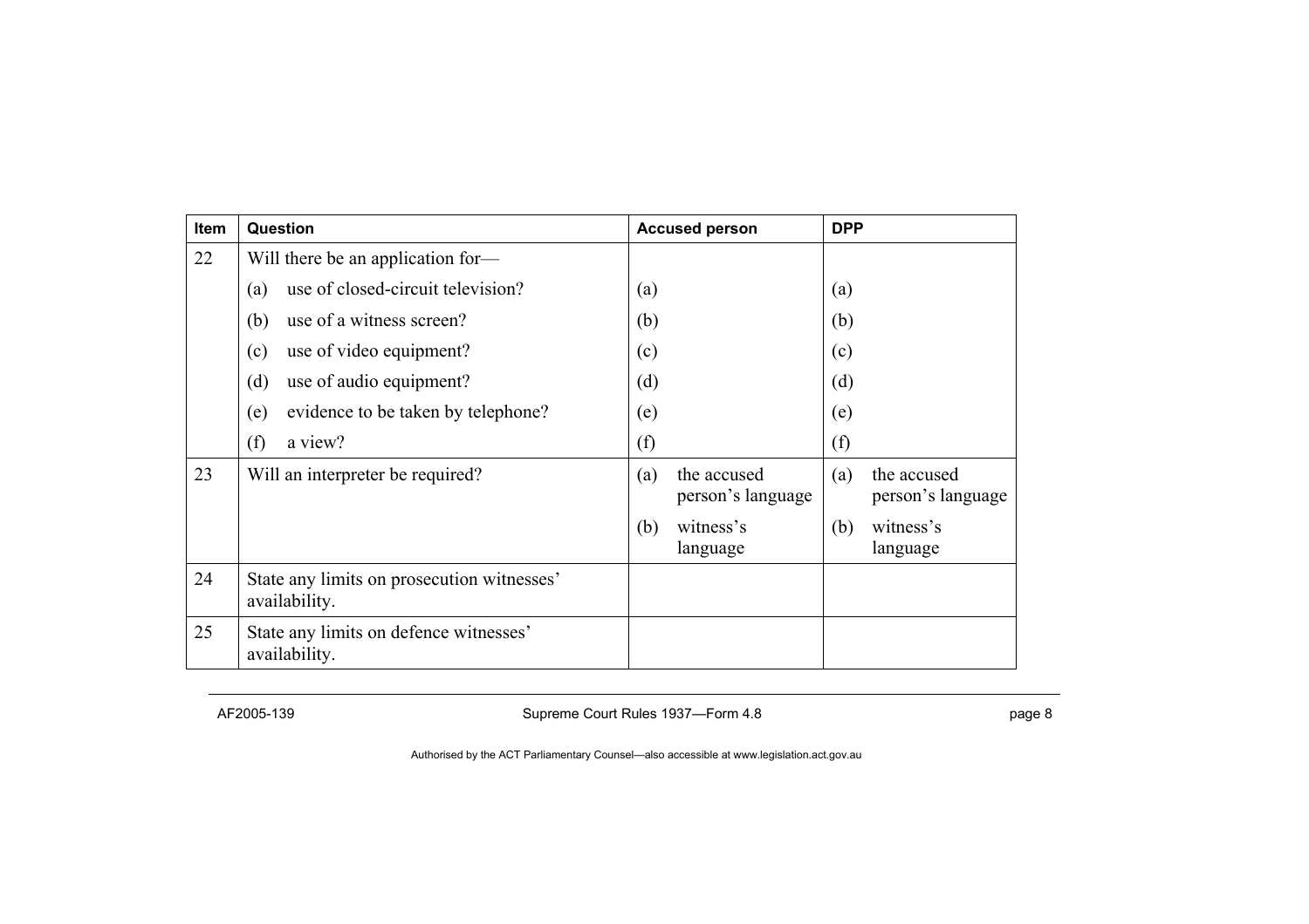| Item | Question | Accused person | DPP |
|---|---|---|---|
| 22 | Will there be an application for— | | |
| | (a) use of closed-circuit television? | (a) | (a) |
| | (b) use of a witness screen? | (b) | (b) |
| | (c) use of video equipment? | (c) | (c) |
| | (d) use of audio equipment? | (d) | (d) |
| | (e) evidence to be taken by telephone? | (e) | (e) |
| | (f) a view? | (f) | (f) |
| 23 | Will an interpreter be required? | (a) the accused person's language | (a) the accused person's language |
| | | (b) witness's language | (b) witness's language |
| 24 | State any limits on prosecution witnesses' availability. | | |
| 25 | State any limits on defence witnesses' availability. | | |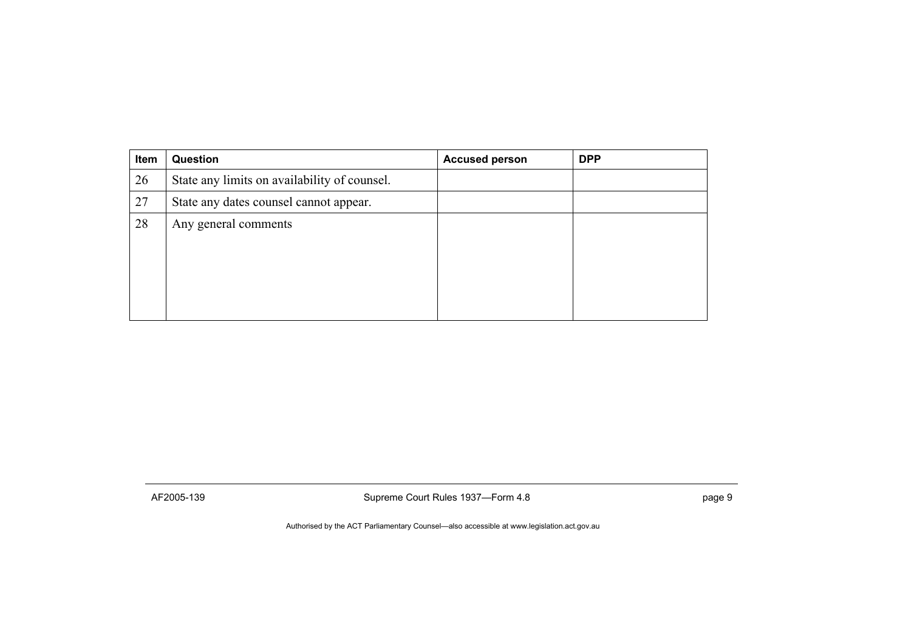| Item | Question | Accused person | DPP |
|---|---|---|---|
| 26 | State any limits on availability of counsel. | | |
| 27 | State any dates counsel cannot appear. | | |
| 28 | Any general comments | | |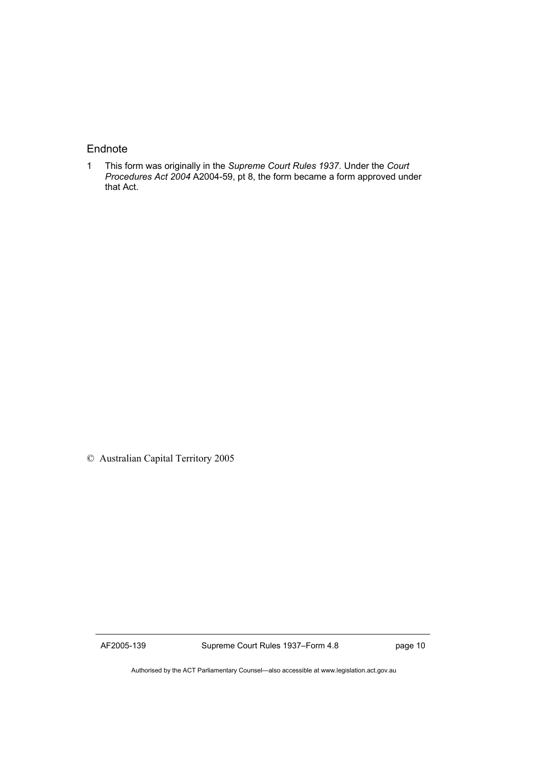## Endnote

1 This form was originally in the *Supreme Court Rules 1937*. Under the *Court Procedures Act 2004* A2004-59, pt 8, the form became a form approved under that Act.

© Australian Capital Territory 2005